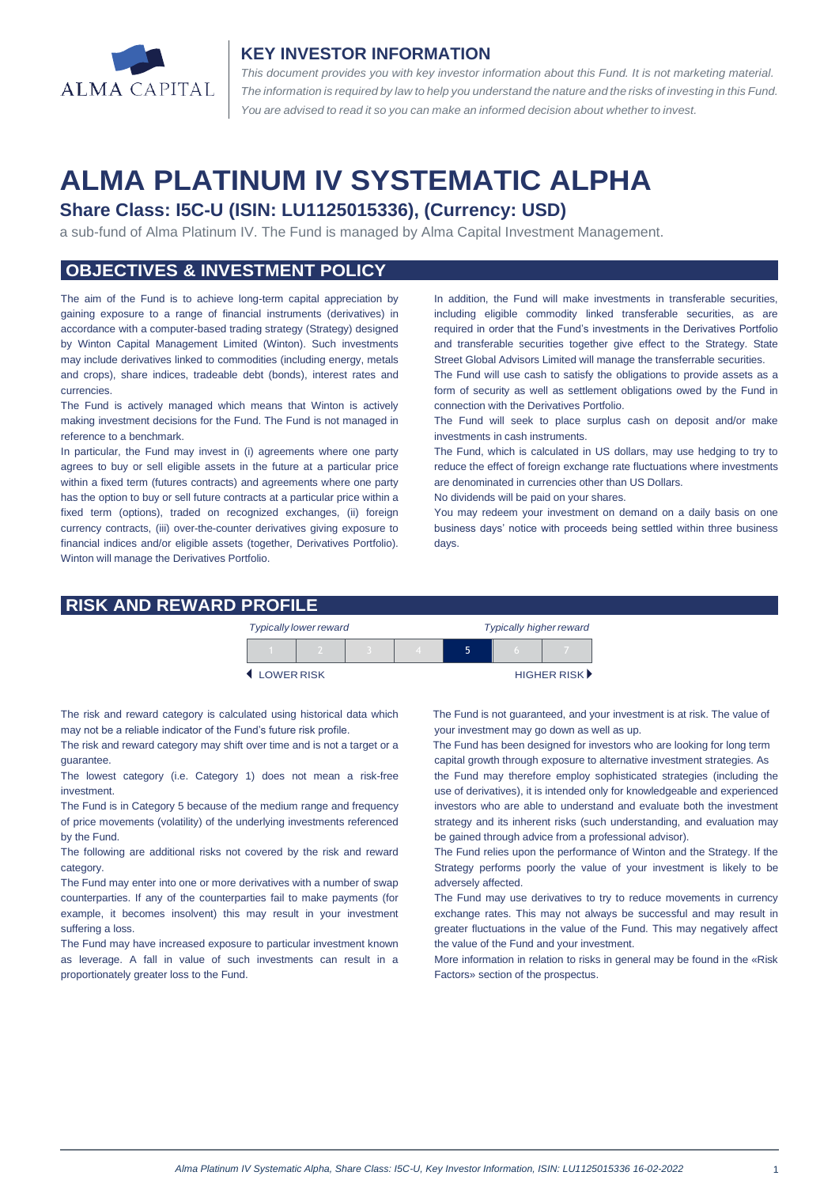ALMA CAPITAL

## KEY INVESTOR INFORMATION

*This document provides you with key investor information about this Fund. It is not marketing material. The information is required by law to help you understand the nature and the risks of investing in this Fund. You are advised to read it so you can make an informed decision about whether to invest.*

# ALMA PLATINUM IV SYSTEMATIC ALPHA

### Share Class: I5C-U (ISIN: LU1125015336), (Currency: USD)

a sub-fund of Alma Platinum IV. The Fund is managed by Alma Capital Investment Management.

## OBJECTIVES & INVESTMENT POLICY

The aim of the Fund is to achieve long-term capital appreciation by gaining exposure to a range of financial instruments (derivatives) in accordance with a computer-based trading strategy (Strategy) designed by Winton Capital Management Limited (Winton). Such investments may include derivatives linked to commodities (including energy, metals and crops), share indices, tradeable debt (bonds), interest rates and currencies.

The Fund is actively managed which means that Winton is actively making investment decisions for the Fund. The Fund is not managed in reference to a benchmark.

In particular, the Fund may invest in (i) agreements where one party agrees to buy or sell eligible assets in the future at a particular price within a fixed term (futures contracts) and agreements where one party has the option to buy or sell future contracts at a particular price within a fixed term (options), traded on recognized exchanges, (ii) foreign currency contracts, (iii) over-the-counter derivatives giving exposure to financial indices and/or eligible assets (together, Derivatives Portfolio). Winton will manage the Derivatives Portfolio.

In addition, the Fund will make investments in transferable securities, including eligible commodity linked transferable securities, as are required in order that the Fund's investments in the Derivatives Portfolio and transferable securities together give effect to the Strategy. State Street Global Advisors Limited will manage the transferable securities.

The Fund will use cash to satisfy the obligations to provide assets as a form of security as well as settlement obligations owed by the Fund in connection with the Derivatives Portfolio.

The Fund will seek to place surplus cash on deposit and/or make investments in cash instruments.

The Fund, which is calculated in US dollars, may use hedging to try to reduce the effect of foreign exchange rate fluctuations where investments are denominated in currencies other than US Dollars.

No dividends will be paid on your shares.

You may redeem your investment on demand on a daily basis on one business days' notice with proceeds being settled within three business days.

## RISK AND REWARD PROFILE

*Typically lower reward* *Typically higher reward*

1 2 3 4 **5** 6 7

◀ LOWER RISK HIGHER RISK ▶

The risk and reward category is calculated using historical data which may not be a reliable indicator of the Fund's future risk profile.

The risk and reward category may shift over time and is not a target or a guarantee.

The lowest category (i.e. Category 1) does not mean a risk-free investment.

The Fund is in Category 5 because of the medium range and frequency of price movements (volatility) of the underlying investments referenced by the Fund.

The following are additional risks not covered by the risk and reward category.

The Fund may enter into one or more derivatives with a number of swap counterparties. If any of the counterparties fail to make payments (for example, it becomes insolvent) this may result in your investment suffering a loss.

The Fund may have increased exposure to particular investment known as leverage. A fall in value of such investments can result in a proportionately greater loss to the Fund.

The Fund is not guaranteed, and your investment is at risk. The value of your investment may go down as well as up.

The Fund has been designed for investors who are looking for long term capital growth through exposure to alternative investment strategies. As the Fund may therefore employ sophisticated strategies (including the use of derivatives), it is intended only for knowledgeable and experienced investors who are able to understand and evaluate both the investment strategy and its inherent risks (such understanding, and evaluation may be gained through advice from a professional advisor).

The Fund relies upon the performance of Winton and the Strategy. If the Strategy performs poorly the value of your investment is likely to be adversely affected.

The Fund may use derivatives to try to reduce movements in currency exchange rates. This may not always be successful and may result in greater fluctuations in the value of the Fund. This may negatively affect the value of the Fund and your investment.

More information in relation to risks in general may be found in the «Risk Factors» section of the prospectus.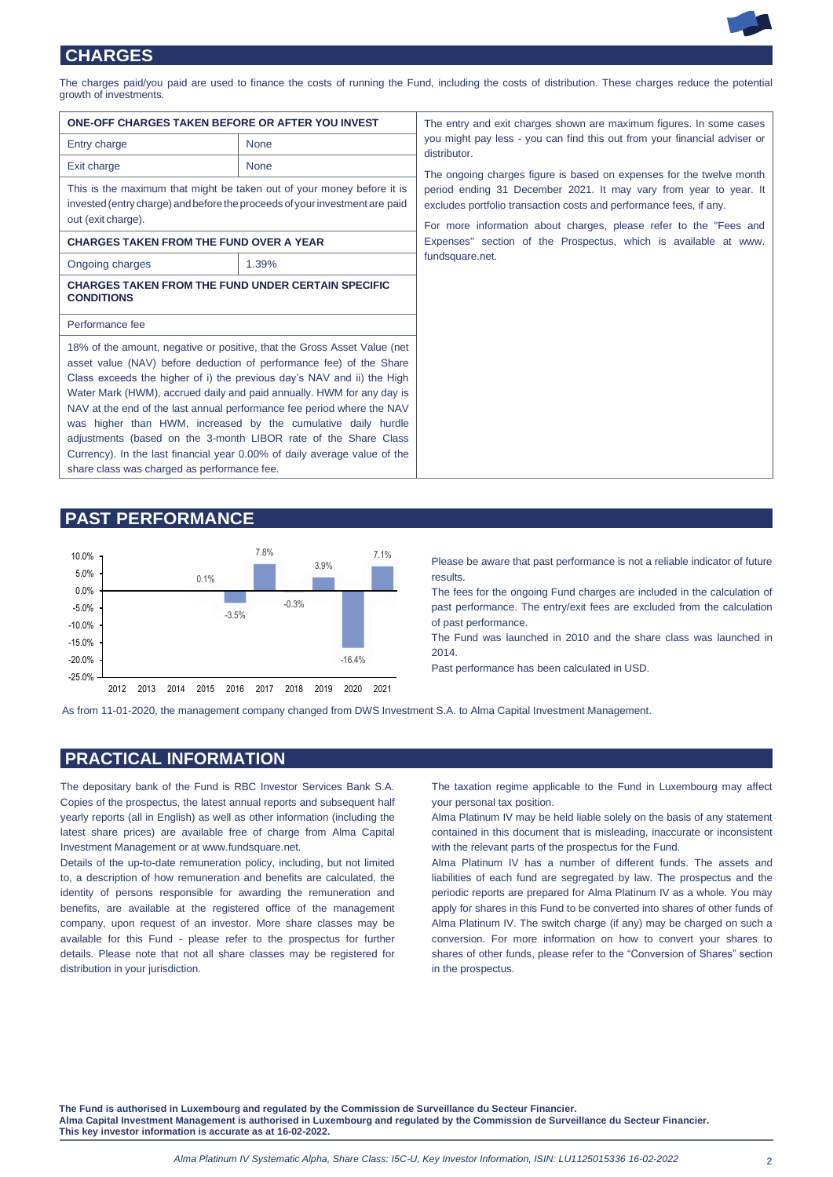## CHARGES

The charges paid/you paid are used to finance the costs of running the Fund, including the costs of distribution. These charges reduce the potential growth of investments.

| ONE-OFF CHARGES TAKEN BEFORE OR AFTER YOU INVEST | |
|---|---|
| Entry charge | None |
| Exit charge | None |
| This is the maximum that might be taken out of your money before it is invested (entry charge) and before the proceeds of your investment are paid out (exit charge). | |
| **CHARGES TAKEN FROM THE FUND OVER A YEAR** | |
| Ongoing charges | 1.39% |
| **CHARGES TAKEN FROM THE FUND UNDER CERTAIN SPECIFIC CONDITIONS** | |
| Performance fee | |
| 18% of the amount, negative or positive, that the Gross Asset Value (net asset value (NAV) before deduction of performance fee) of the Share Class exceeds the higher of i) the previous day's NAV and ii) the High Water Mark (HWM), accrued daily and paid annually. HWM for any day is NAV at the end of the last annual performance fee period where the NAV was higher than HWM, increased by the cumulative daily hurdle adjustments (based on the 3-month LIBOR rate of the Share Class Currency). In the last financial year 0.00% of daily average value of the share class was charged as performance fee. | |

The entry and exit charges shown are maximum figures. In some cases you might pay less - you can find this out from your financial adviser or distributor.

The ongoing charges figure is based on expenses for the twelve month period ending 31 December 2021. It may vary from year to year. It excludes portfolio transaction costs and performance fees, if any.

For more information about charges, please refer to the "Fees and Expenses" section of the Prospectus, which is available at www.fundsquare.net.

## PAST PERFORMANCE

10.0%
5.0%
0.0%
-5.0%
-10.0%
-15.0%
-20.0%
-25.0%

2012 2013 2014 2015 2016 2017 2018 2019 2020 2021

0.1%
-3.5%
7.8%
-0.3%
3.9%
-16.4%
7.1%

Please be aware that past performance is not a reliable indicator of future results.

The fees for the ongoing Fund charges are included in the calculation of past performance. The entry/exit fees are excluded from the calculation of past performance.

The Fund was launched in 2010 and the share class was launched in 2014.

Past performance has been calculated in USD.

As from 11-01-2020, the management company changed from DWS Investment S.A. to Alma Capital Investment Management.

## PRACTICAL INFORMATION

The depositary bank of the Fund is RBC Investor Services Bank S.A. Copies of the prospectus, the latest annual reports and subsequent half yearly reports (all in English) as well as other information (including the latest share prices) are available free of charge from Alma Capital Investment Management or at www.fundsquare.net.

Details of the up-to-date remuneration policy, including, but not limited to, a description of how remuneration and benefits are calculated, the identity of persons responsible for awarding the remuneration and benefits, are available at the registered office of the management company, upon request of an investor. More share classes may be available for this Fund - please refer to the prospectus for further details. Please note that not all share classes may be registered for distribution in your jurisdiction.

The taxation regime applicable to the Fund in Luxembourg may affect your personal tax position.

Alma Platinum IV may be held liable solely on the basis of any statement contained in this document that is misleading, inaccurate or inconsistent with the relevant parts of the prospectus for the Fund.

Alma Platinum IV has a number of different funds. The assets and liabilities of each fund are segregated by law. The prospectus and the periodic reports are prepared for Alma Platinum IV as a whole. You may apply for shares in this Fund to be converted into shares of other funds of Alma Platinum IV. The switch charge (if any) may be charged on such a conversion. For more information on how to convert your shares to shares of other funds, please refer to the "Conversion of Shares" section in the prospectus.

**The Fund is authorised in Luxembourg and regulated by the Commission de Surveillance du Secteur Financier.**
**Alma Capital Investment Management is authorised in Luxembourg and regulated by the Commission de Surveillance du Secteur Financier.**
**This key investor information is accurate as at 16-02-2022.**